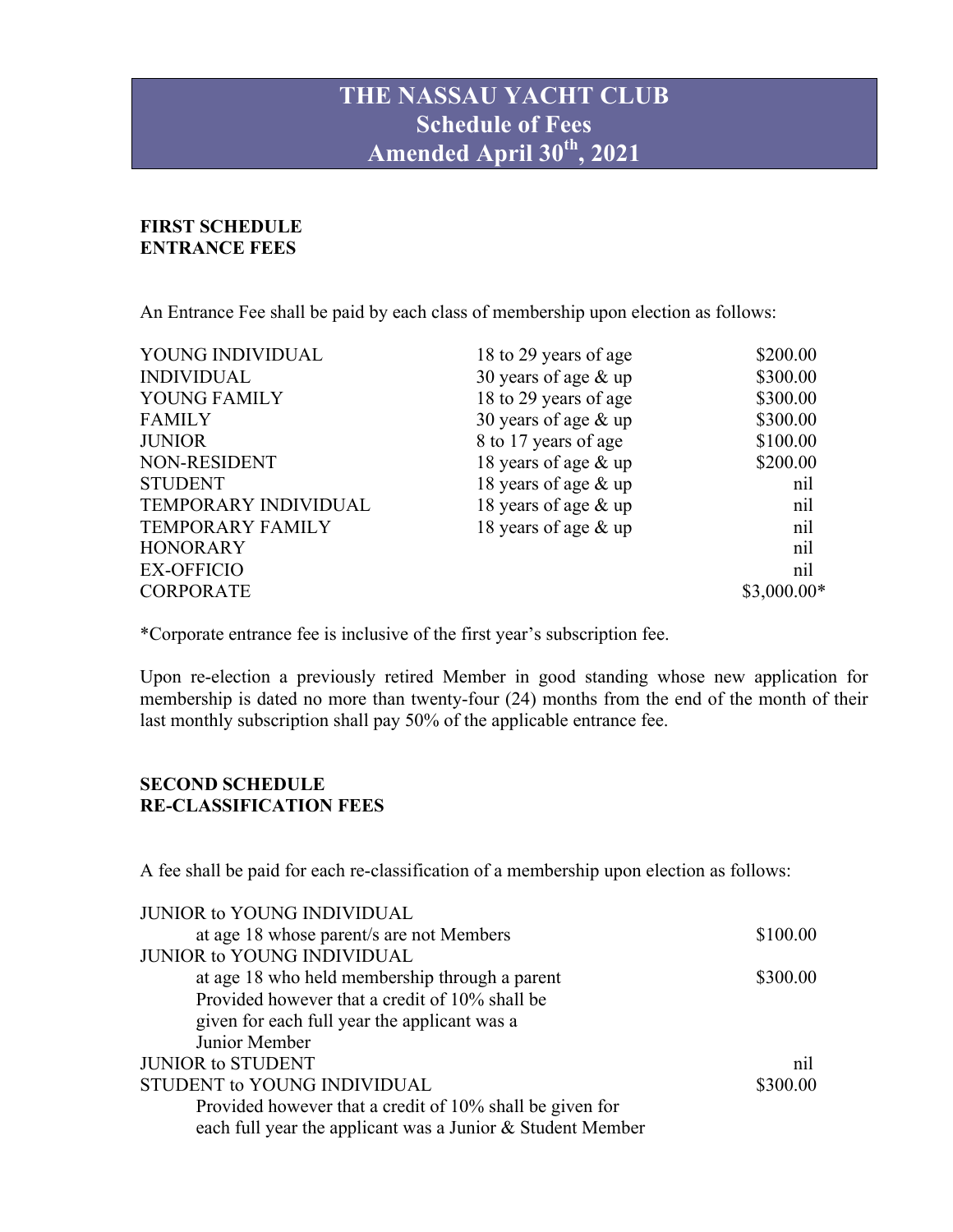# THE NASSAU YACHT CLUB
## Schedule of Fees
## Amended April 30th, 2021

### FIRST SCHEDULE
### ENTRANCE FEES

An Entrance Fee shall be paid by each class of membership upon election as follows:

| | | |
|---|---|---|
| YOUNG INDIVIDUAL | 18 to 29 years of age | \$200.00 |
| INDIVIDUAL | 30 years of age & up | \$300.00 |
| YOUNG FAMILY | 18 to 29 years of age | \$300.00 |
| FAMILY | 30 years of age & up | \$300.00 |
| JUNIOR | 8 to 17 years of age | \$100.00 |
| NON-RESIDENT | 18 years of age & up | \$200.00 |
| STUDENT | 18 years of age & up | nil |
| TEMPORARY INDIVIDUAL | 18 years of age & up | nil |
| TEMPORARY FAMILY | 18 years of age & up | nil |
| HONORARY | | nil |
| EX-OFFICIO | | nil |
| CORPORATE | | \$3,000.00* |

*Corporate entrance fee is inclusive of the first year's subscription fee.

Upon re-election a previously retired Member in good standing whose new application for membership is dated no more than twenty-four (24) months from the end of the month of their last monthly subscription shall pay 50% of the applicable entrance fee.

### SECOND SCHEDULE
### RE-CLASSIFICATION FEES

A fee shall be paid for each re-classification of a membership upon election as follows:

| | |
|---|---|
| JUNIOR to YOUNG INDIVIDUAL at age 18 whose parent/s are not Members | \$100.00 |
| JUNIOR to YOUNG INDIVIDUAL at age 18 who held membership through a parent Provided however that a credit of 10% shall be given for each full year the applicant was a Junior Member | \$300.00 |
| JUNIOR to STUDENT | nil |
| STUDENT to YOUNG INDIVIDUAL Provided however that a credit of 10% shall be given for each full year the applicant was a Junior & Student Member | \$300.00 |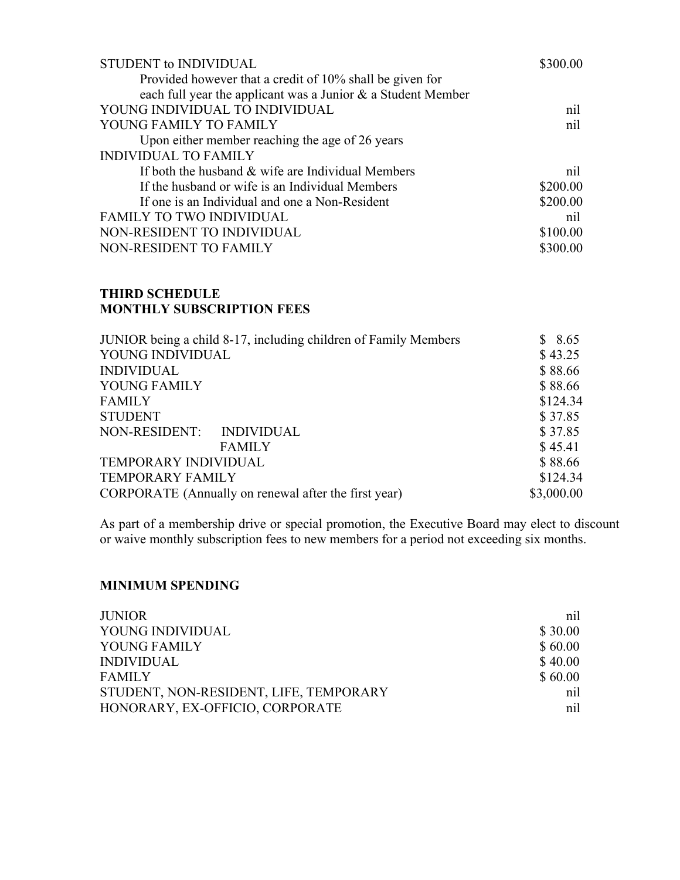| | |
|---|---|
| STUDENT to INDIVIDUAL | $300.00 |
| Provided however that a credit of 10% shall be given for each full year the applicant was a Junior & a Student Member | |
| YOUNG INDIVIDUAL TO INDIVIDUAL | nil |
| YOUNG FAMILY TO FAMILY | nil |
| Upon either member reaching the age of 26 years | |
| INDIVIDUAL TO FAMILY | |
| If both the husband & wife are Individual Members | nil |
| If the husband or wife is an Individual Members | $200.00 |
| If one is an Individual and one a Non-Resident | $200.00 |
| FAMILY TO TWO INDIVIDUAL | nil |
| NON-RESIDENT TO INDIVIDUAL | $100.00 |
| NON-RESIDENT TO FAMILY | $300.00 |

**THIRD SCHEDULE**
**MONTHLY SUBSCRIPTION FEES**

| | |
|---|---|
| JUNIOR being a child 8-17, including children of Family Members | $ 8.65 |
| YOUNG INDIVIDUAL | $ 43.25 |
| INDIVIDUAL | $ 88.66 |
| YOUNG FAMILY | $ 88.66 |
| FAMILY | $124.34 |
| STUDENT | $ 37.85 |
| NON-RESIDENT: INDIVIDUAL | $ 37.85 |
| FAMILY | $ 45.41 |
| TEMPORARY INDIVIDUAL | $ 88.66 |
| TEMPORARY FAMILY | $124.34 |
| CORPORATE (Annually on renewal after the first year) | $3,000.00 |

As part of a membership drive or special promotion, the Executive Board may elect to discount or waive monthly subscription fees to new members for a period not exceeding six months.

**MINIMUM SPENDING**

| | |
|---|---|
| JUNIOR | nil |
| YOUNG INDIVIDUAL | $ 30.00 |
| YOUNG FAMILY | $ 60.00 |
| INDIVIDUAL | $ 40.00 |
| FAMILY | $ 60.00 |
| STUDENT, NON-RESIDENT, LIFE, TEMPORARY | nil |
| HONORARY, EX-OFFICIO, CORPORATE | nil |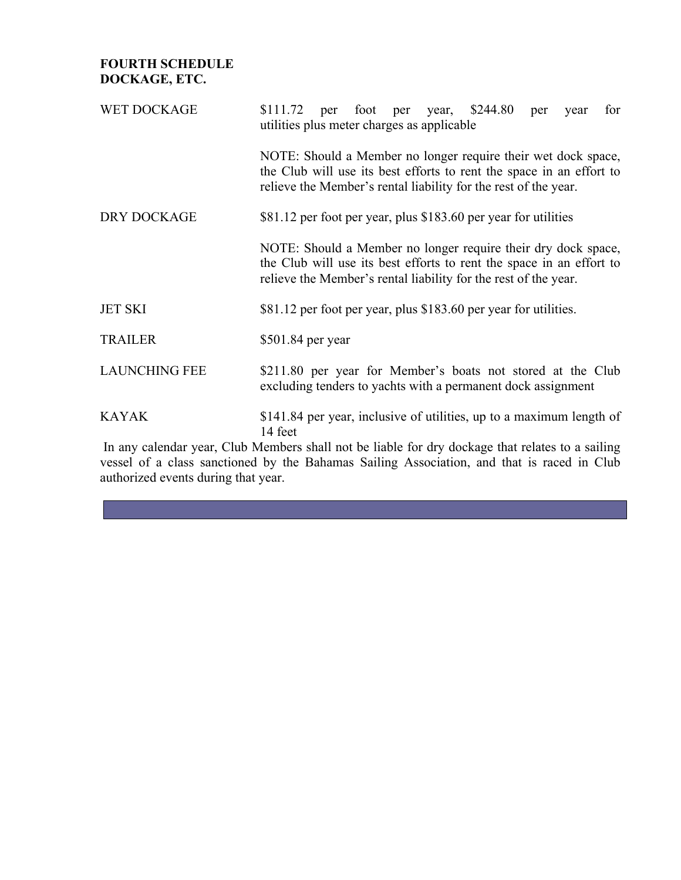**FOURTH SCHEDULE**
**DOCKAGE, ETC.**

| | |
|---|---|
| WET DOCKAGE | $111.72 per foot per year, $244.80 per year for utilities plus meter charges as applicable<br><br>NOTE: Should a Member no longer require their wet dock space, the Club will use its best efforts to rent the space in an effort to relieve the Member's rental liability for the rest of the year. |
| DRY DOCKAGE | $81.12 per foot per year, plus $183.60 per year for utilities<br><br>NOTE: Should a Member no longer require their dry dock space, the Club will use its best efforts to rent the space in an effort to relieve the Member's rental liability for the rest of the year. |
| JET SKI | $81.12 per foot per year, plus $183.60 per year for utilities. |
| TRAILER | $501.84 per year |
| LAUNCHING FEE | $211.80 per year for Member's boats not stored at the Club excluding tenders to yachts with a permanent dock assignment |
| KAYAK | $141.84 per year, inclusive of utilities, up to a maximum length of 14 feet |

In any calendar year, Club Members shall not be liable for dry dockage that relates to a sailing vessel of a class sanctioned by the Bahamas Sailing Association, and that is raced in Club authorized events during that year.